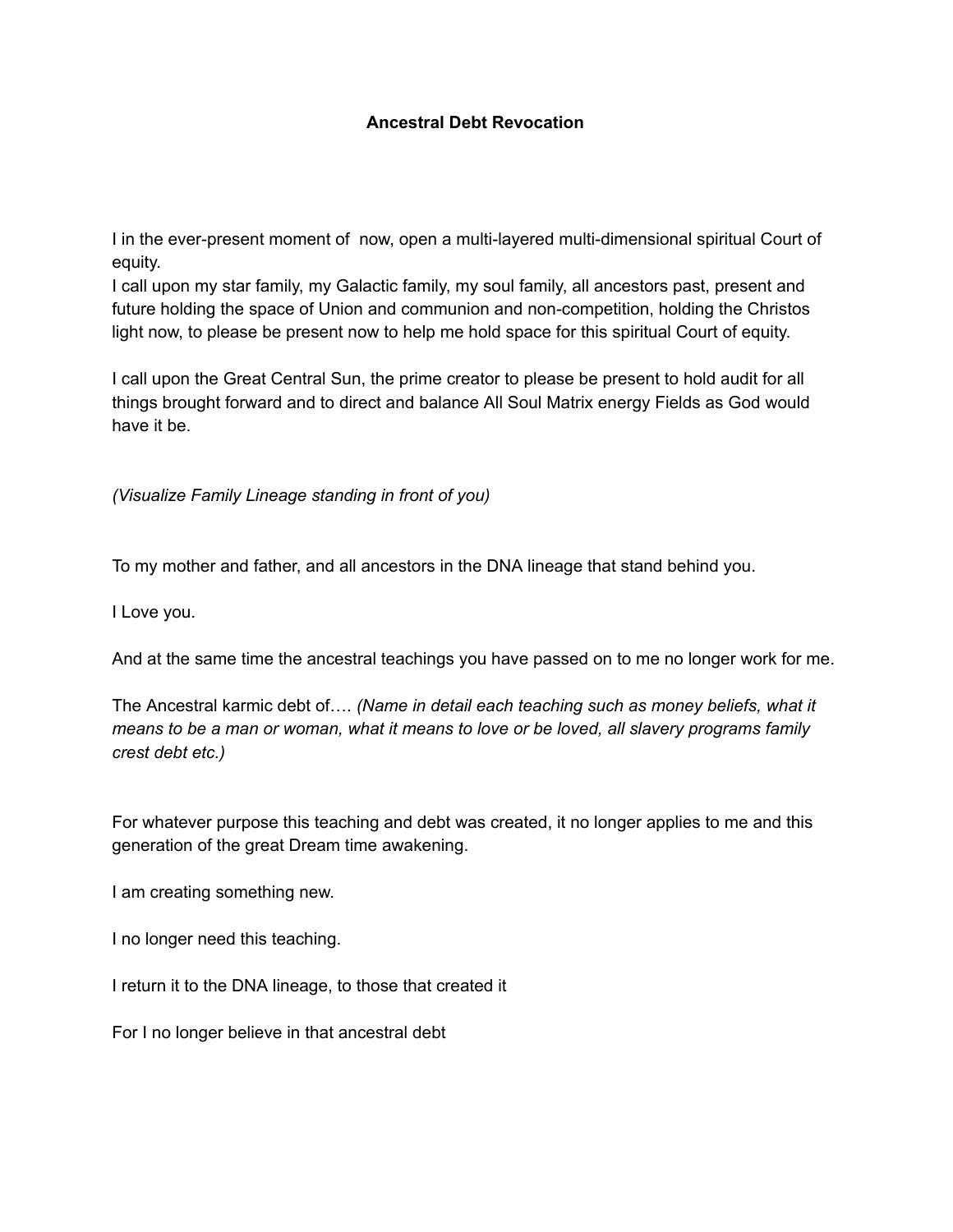# Ancestral Debt Revocation

I in the ever-present moment of now, open a multi-layered multi-dimensional spiritual Court of equity.
I call upon my star family, my Galactic family, my soul family, all ancestors past, present and future holding the space of Union and communion and non-competition, holding the Christos light now, to please be present now to help me hold space for this spiritual Court of equity.

I call upon the Great Central Sun, the prime creator to please be present to hold audit for all things brought forward and to direct and balance All Soul Matrix energy Fields as God would have it be.

*(Visualize Family Lineage standing in front of you)*

To my mother and father, and all ancestors in the DNA lineage that stand behind you.

I Love you.

And at the same time the ancestral teachings you have passed on to me no longer work for me.

The Ancestral karmic debt of…. *(Name in detail each teaching such as money beliefs, what it means to be a man or woman, what it means to love or be loved, all slavery programs family crest debt etc.)*

For whatever purpose this teaching and debt was created, it no longer applies to me and this generation of the great Dream time awakening.

I am creating something new.

I no longer need this teaching.

I return it to the DNA lineage, to those that created it

For I no longer believe in that ancestral debt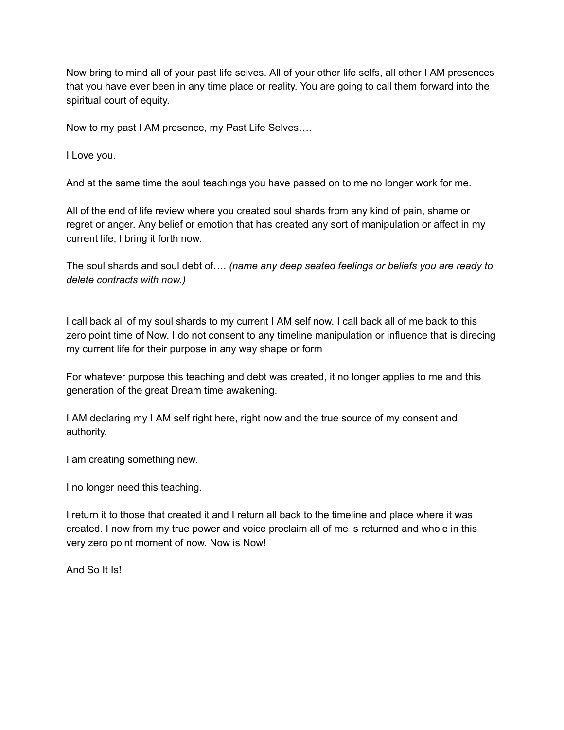Now bring to mind all of your past life selves. All of your other life selfs, all other I AM presences that you have ever been in any time place or reality. You are going to call them forward into the spiritual court of equity.

Now to my past I AM presence, my Past Life Selves….

I Love you.

And at the same time the soul teachings you have passed on to me no longer work for me.

All of the end of life review where you created soul shards from any kind of pain, shame or regret or anger. Any belief or emotion that has created any sort of manipulation or affect in my current life, I bring it forth now.

The soul shards and soul debt of…. *(name any deep seated feelings or beliefs you are ready to delete contracts with now.)*

I call back all of my soul shards to my current I AM self now. I call back all of me back to this zero point time of Now. I do not consent to any timeline manipulation or influence that is direcing my current life for their purpose in any way shape or form

For whatever purpose this teaching and debt was created, it no longer applies to me and this generation of the great Dream time awakening.

I AM declaring my I AM self right here, right now and the true source of my consent and authority.

I am creating something new.

I no longer need this teaching.

I return it to those that created it and I return all back to the timeline and place where it was created. I now from my true power and voice proclaim all of me is returned and whole in this very zero point moment of now. Now is Now!

And So It Is!